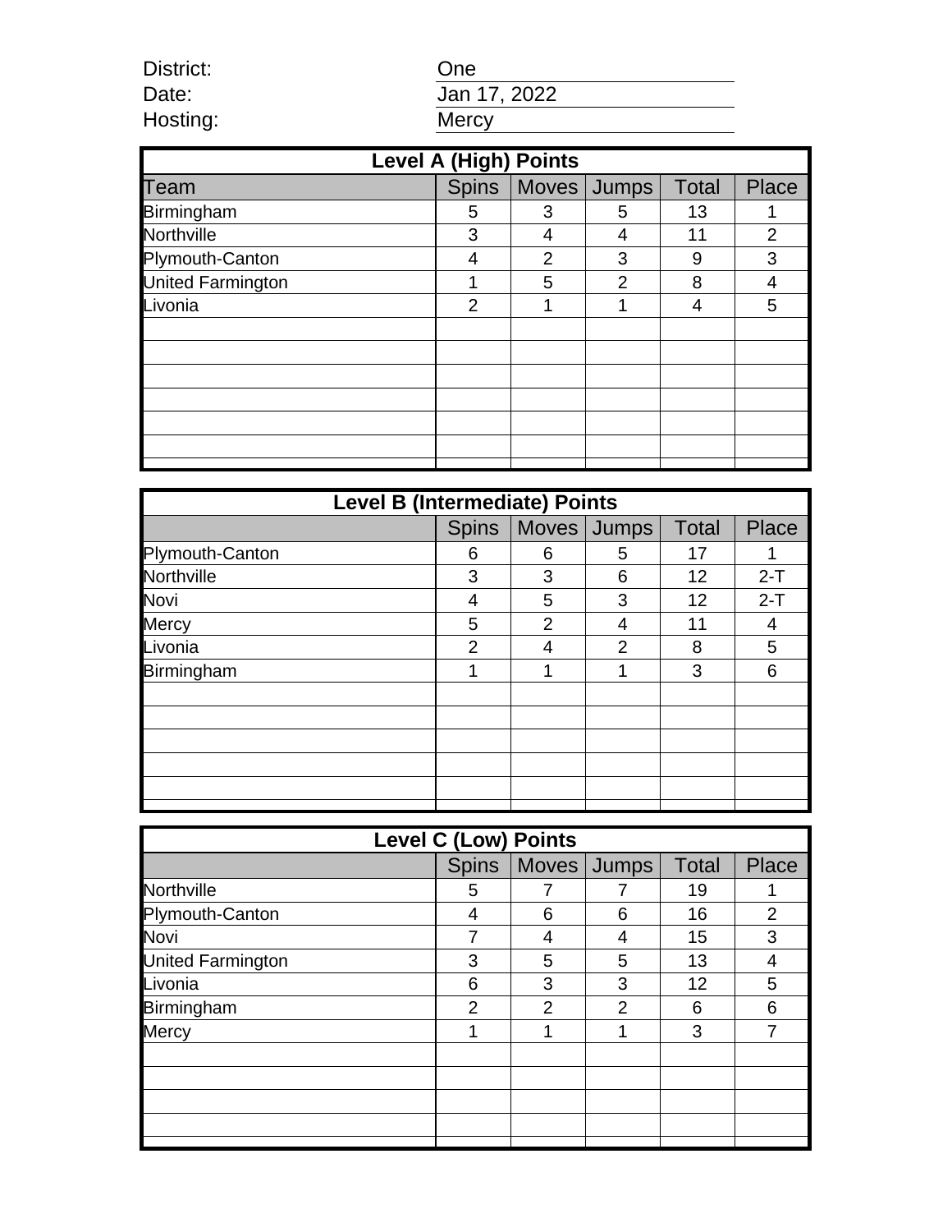| | |
|---|---|
| District: | One |
| Date: | Jan 17, 2022 |
| Hosting: | Mercy |

| Level A (High) Points | | | | | |
|---|---|---|---|---|---|
| Team | Spins | Moves | Jumps | Total | Place |
| Birmingham | 5 | 3 | 5 | 13 | 1 |
| Northville | 3 | 4 | 4 | 11 | 2 |
| Plymouth-Canton | 4 | 2 | 3 | 9 | 3 |
| United Farmington | 1 | 5 | 2 | 8 | 4 |
| Livonia | 2 | 1 | 1 | 4 | 5 |

| Level B (Intermediate) Points | | | | | |
|---|---|---|---|---|---|
| | Spins | Moves | Jumps | Total | Place |
| Plymouth-Canton | 6 | 6 | 5 | 17 | 1 |
| Northville | 3 | 3 | 6 | 12 | 2-T |
| Novi | 4 | 5 | 3 | 12 | 2-T |
| Mercy | 5 | 2 | 4 | 11 | 4 |
| Livonia | 2 | 4 | 2 | 8 | 5 |
| Birmingham | 1 | 1 | 1 | 3 | 6 |

| Level C (Low) Points | | | | | |
|---|---|---|---|---|---|
| | Spins | Moves | Jumps | Total | Place |
| Northville | 5 | 7 | 7 | 19 | 1 |
| Plymouth-Canton | 4 | 6 | 6 | 16 | 2 |
| Novi | 7 | 4 | 4 | 15 | 3 |
| United Farmington | 3 | 5 | 5 | 13 | 4 |
| Livonia | 6 | 3 | 3 | 12 | 5 |
| Birmingham | 2 | 2 | 2 | 6 | 6 |
| Mercy | 1 | 1 | 1 | 3 | 7 |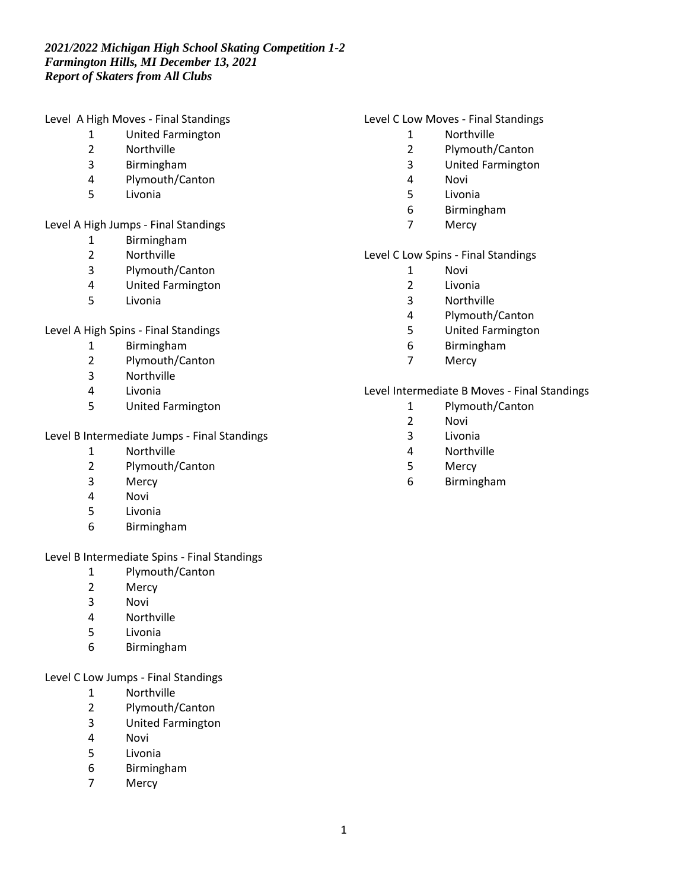***2021/2022 Michigan High School Skating Competition 1-2***
***Farmington Hills, MI December 13, 2021***
***Report of Skaters from All Clubs***

Level A High Moves - Final Standings

1 United Farmington
2 Northville
3 Birmingham
4 Plymouth/Canton
5 Livonia

Level A High Jumps - Final Standings

1 Birmingham
2 Northville
3 Plymouth/Canton
4 United Farmington
5 Livonia

Level A High Spins - Final Standings

1 Birmingham
2 Plymouth/Canton
3 Northville
4 Livonia
5 United Farmington

Level B Intermediate Jumps - Final Standings

1 Northville
2 Plymouth/Canton
3 Mercy
4 Novi
5 Livonia
6 Birmingham

Level B Intermediate Spins - Final Standings

1 Plymouth/Canton
2 Mercy
3 Novi
4 Northville
5 Livonia
6 Birmingham

Level C Low Jumps - Final Standings

1 Northville
2 Plymouth/Canton
3 United Farmington
4 Novi
5 Livonia
6 Birmingham
7 Mercy

Level C Low Moves - Final Standings

1 Northville
2 Plymouth/Canton
3 United Farmington
4 Novi
5 Livonia
6 Birmingham
7 Mercy

Level C Low Spins - Final Standings

1 Novi
2 Livonia
3 Northville
4 Plymouth/Canton
5 United Farmington
6 Birmingham
7 Mercy

Level Intermediate B Moves - Final Standings

1 Plymouth/Canton
2 Novi
3 Livonia
4 Northville
5 Mercy
6 Birmingham